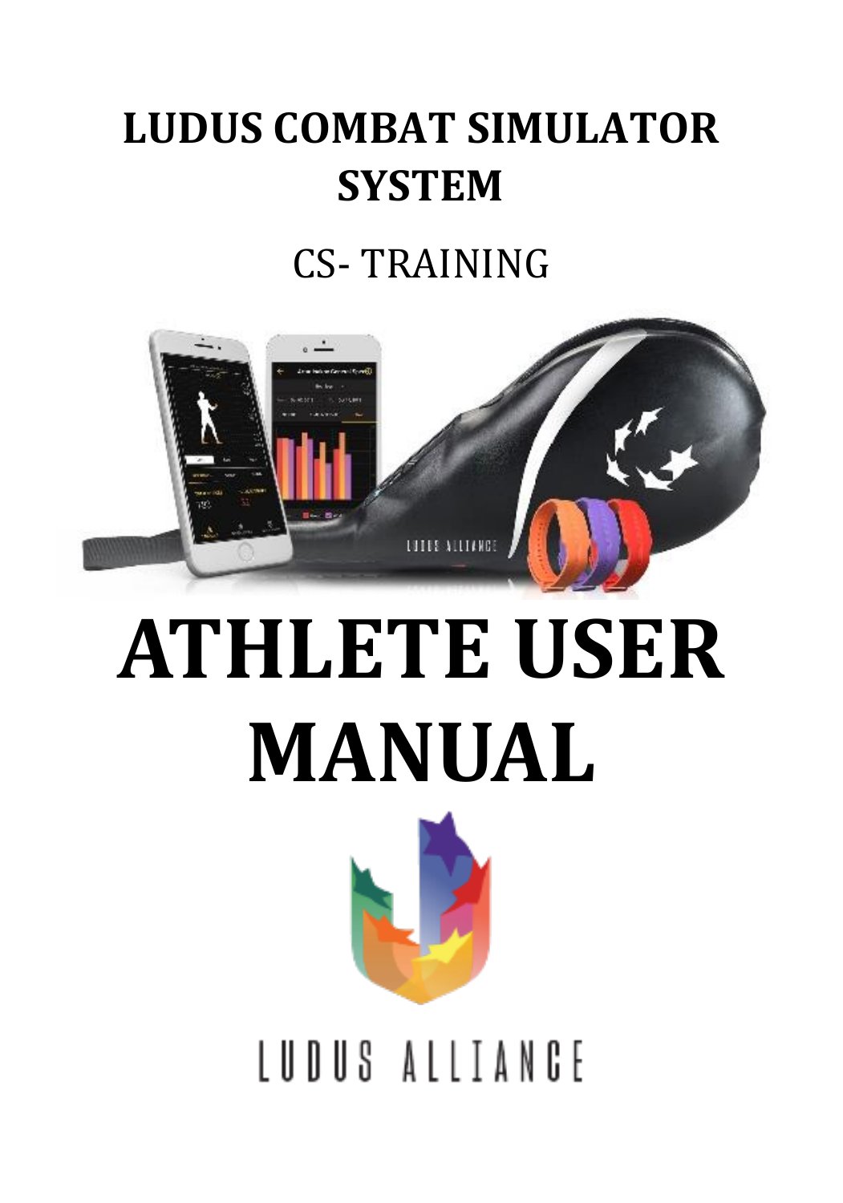# LUDUS COMBAT SIMULATOR SYSTEM

CS- TRAINING

# ATHLETE USER MANUAL

LUDUS ALLIANCE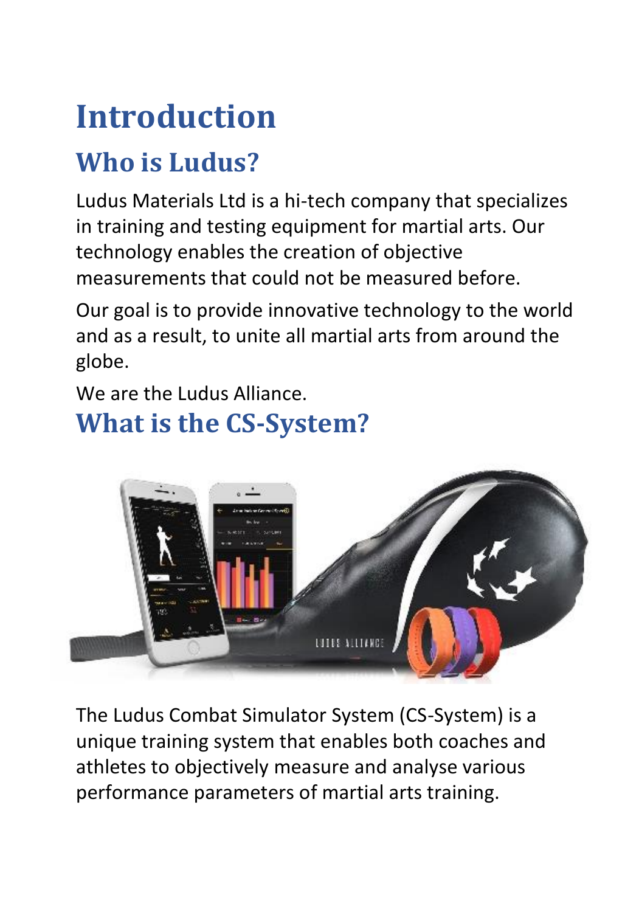# Introduction

## Who is Ludus?

Ludus Materials Ltd is a hi-tech company that specializes in training and testing equipment for martial arts. Our technology enables the creation of objective measurements that could not be measured before.

Our goal is to provide innovative technology to the world and as a result, to unite all martial arts from around the globe.

We are the Ludus Alliance.

## What is the CS-System?

The Ludus Combat Simulator System (CS-System) is a unique training system that enables both coaches and athletes to objectively measure and analyse various performance parameters of martial arts training.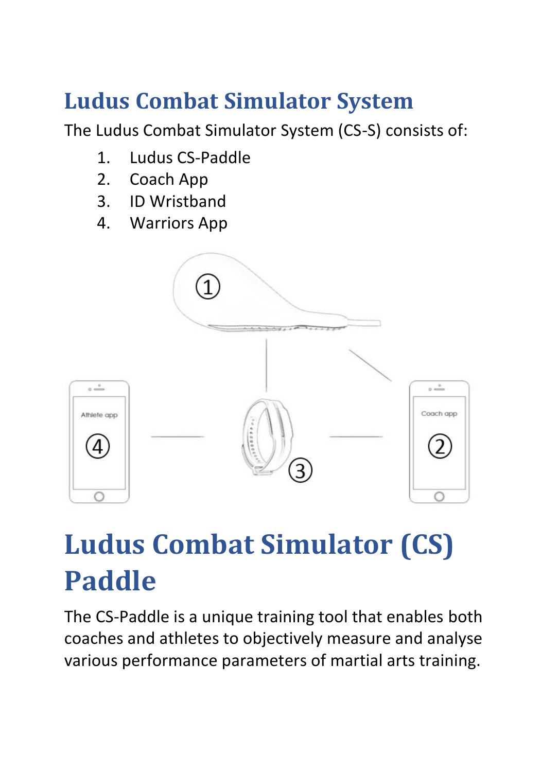# Ludus Combat Simulator System

The Ludus Combat Simulator System (CS-S) consists of:

1. Ludus CS-Paddle
2. Coach App
3. ID Wristband
4. Warriors App

# Ludus Combat Simulator (CS) Paddle

The CS-Paddle is a unique training tool that enables both coaches and athletes to objectively measure and analyse various performance parameters of martial arts training.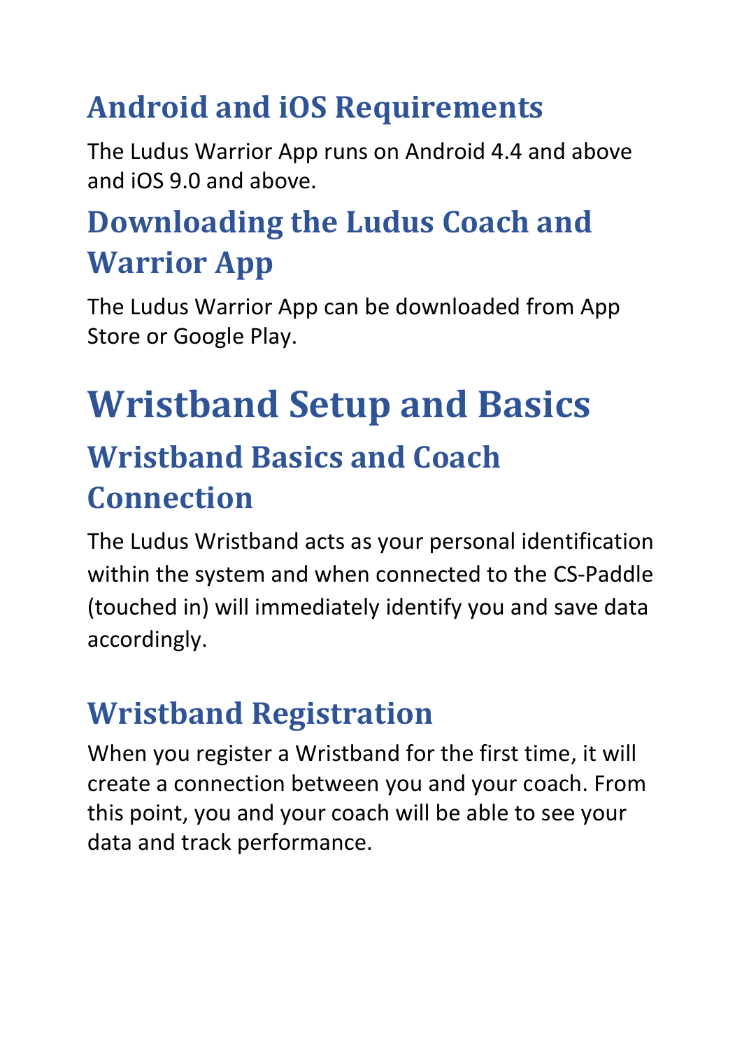## Android and iOS Requirements

The Ludus Warrior App runs on Android 4.4 and above and iOS 9.0 and above.

## Downloading the Ludus Coach and Warrior App

The Ludus Warrior App can be downloaded from App Store or Google Play.

# Wristband Setup and Basics

## Wristband Basics and Coach Connection

The Ludus Wristband acts as your personal identification within the system and when connected to the CS-Paddle (touched in) will immediately identify you and save data accordingly.

## Wristband Registration

When you register a Wristband for the first time, it will create a connection between you and your coach. From this point, you and your coach will be able to see your data and track performance.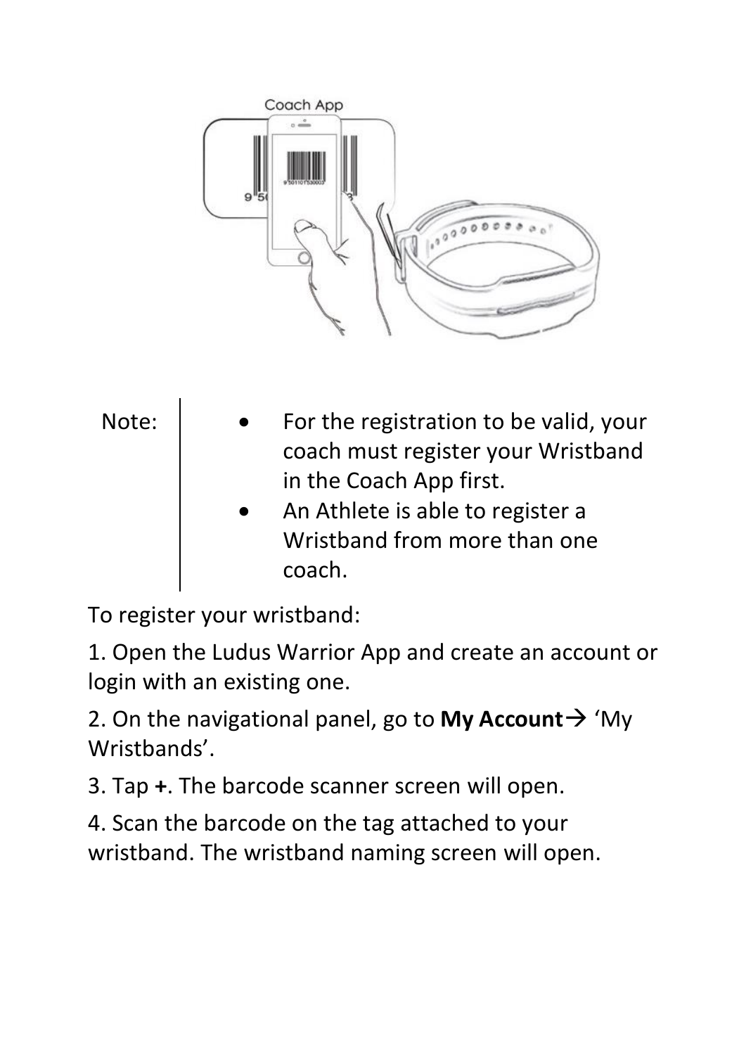Note:

- For the registration to be valid, your coach must register your Wristband in the Coach App first.
- An Athlete is able to register a Wristband from more than one coach.

To register your wristband:

1. Open the Ludus Warrior App and create an account or login with an existing one.
2. On the navigational panel, go to **My Account**→ 'My Wristbands'.
3. Tap **+**. The barcode scanner screen will open.
4. Scan the barcode on the tag attached to your wristband. The wristband naming screen will open.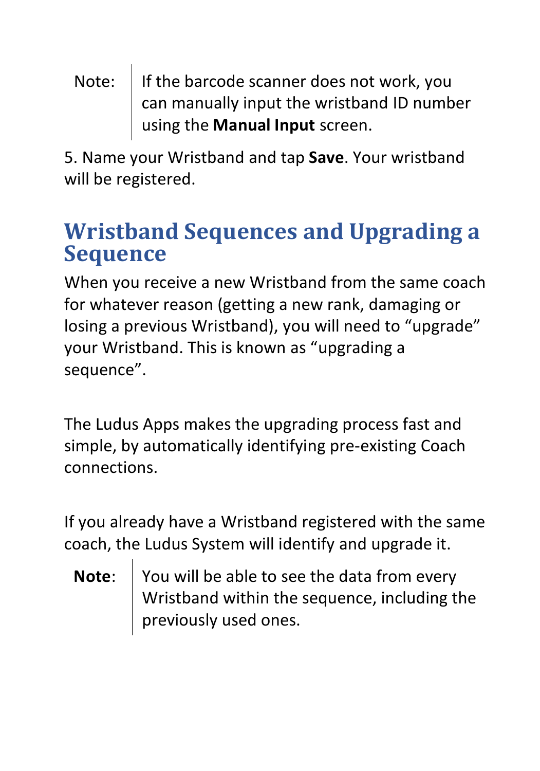> Note: If the barcode scanner does not work, you can manually input the wristband ID number using the **Manual Input** screen.

5. Name your Wristband and tap **Save**. Your wristband will be registered.

## Wristband Sequences and Upgrading a Sequence

When you receive a new Wristband from the same coach for whatever reason (getting a new rank, damaging or losing a previous Wristband), you will need to "upgrade" your Wristband. This is known as "upgrading a sequence".

The Ludus Apps makes the upgrading process fast and simple, by automatically identifying pre-existing Coach connections.

If you already have a Wristband registered with the same coach, the Ludus System will identify and upgrade it.

> **Note**: You will be able to see the data from every Wristband within the sequence, including the previously used ones.